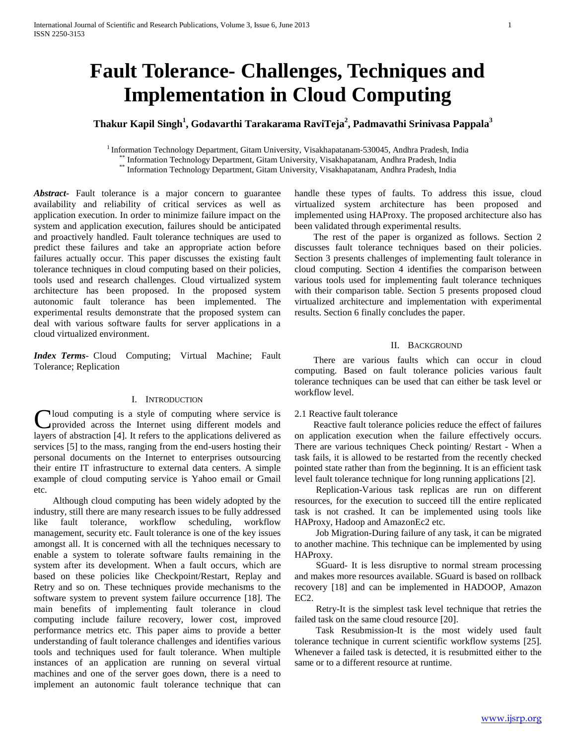# Fault Tolerance- Challenges, Techniques and Implementation in Cloud Computing

**Thakur Kapil Singh[1], Godavarthi Tarakarama RaviTeja[2], Padmavathi Srinivasa Pappala[3]**

[1] Information Technology Department, Gitam University, Visakhapatanam-530045, Andhra Pradesh, India
[**] Information Technology Department, Gitam University, Visakhapatanam, Andhra Pradesh, India
[**] Information Technology Department, Gitam University, Visakhapatanam, Andhra Pradesh, India

***Abstract***- Fault tolerance is a major concern to guarantee availability and reliability of critical services as well as application execution. In order to minimize failure impact on the system and application execution, failures should be anticipated and proactively handled. Fault tolerance techniques are used to predict these failures and take an appropriate action before failures actually occur. This paper discusses the existing fault tolerance techniques in cloud computing based on their policies, tools used and research challenges. Cloud virtualized system architecture has been proposed. In the proposed system autonomic fault tolerance has been implemented. The experimental results demonstrate that the proposed system can deal with various software faults for server applications in a cloud virtualized environment.

***Index Terms***- Cloud Computing; Virtual Machine; Fault Tolerance; Replication

## I. Introduction

Cloud computing is a style of computing where service is provided across the Internet using different models and layers of abstraction [4]. It refers to the applications delivered as services [5] to the mass, ranging from the end-users hosting their personal documents on the Internet to enterprises outsourcing their entire IT infrastructure to external data centers. A simple example of cloud computing service is Yahoo email or Gmail etc.

Although cloud computing has been widely adopted by the industry, still there are many research issues to be fully addressed like fault tolerance, workflow scheduling, workflow management, security etc. Fault tolerance is one of the key issues amongst all. It is concerned with all the techniques necessary to enable a system to tolerate software faults remaining in the system after its development. When a fault occurs, which are based on these policies like Checkpoint/Restart, Replay and Retry and so on. These techniques provide mechanisms to the software system to prevent system failure occurrence [18]. The main benefits of implementing fault tolerance in cloud computing include failure recovery, lower cost, improved performance metrics etc. This paper aims to provide a better understanding of fault tolerance challenges and identifies various tools and techniques used for fault tolerance. When multiple instances of an application are running on several virtual machines and one of the server goes down, there is a need to implement an autonomic fault tolerance technique that can handle these types of faults. To address this issue, cloud virtualized system architecture has been proposed and implemented using HAProxy. The proposed architecture also has been validated through experimental results.

The rest of the paper is organized as follows. Section 2 discusses fault tolerance techniques based on their policies. Section 3 presents challenges of implementing fault tolerance in cloud computing. Section 4 identifies the comparison between various tools used for implementing fault tolerance techniques with their comparison table. Section 5 presents proposed cloud virtualized architecture and implementation with experimental results. Section 6 finally concludes the paper.

## II. Background

There are various faults which can occur in cloud computing. Based on fault tolerance policies various fault tolerance techniques can be used that can either be task level or workflow level.

### 2.1 Reactive fault tolerance

Reactive fault tolerance policies reduce the effect of failures on application execution when the failure effectively occurs. There are various techniques Check pointing/ Restart - When a task fails, it is allowed to be restarted from the recently checked pointed state rather than from the beginning. It is an efficient task level fault tolerance technique for long running applications [2].

Replication-Various task replicas are run on different resources, for the execution to succeed till the entire replicated task is not crashed. It can be implemented using tools like HAProxy, Hadoop and AmazonEc2 etc.

Job Migration-During failure of any task, it can be migrated to another machine. This technique can be implemented by using HAProxy.

SGuard- It is less disruptive to normal stream processing and makes more resources available. SGuard is based on rollback recovery [18] and can be implemented in HADOOP, Amazon EC2.

Retry-It is the simplest task level technique that retries the failed task on the same cloud resource [20].

Task Resubmission-It the most widely used fault tolerance technique in current scientific workflow systems [25]. Whenever a failed task is detected, it is resubmitted either to the same or to a different resource at runtime.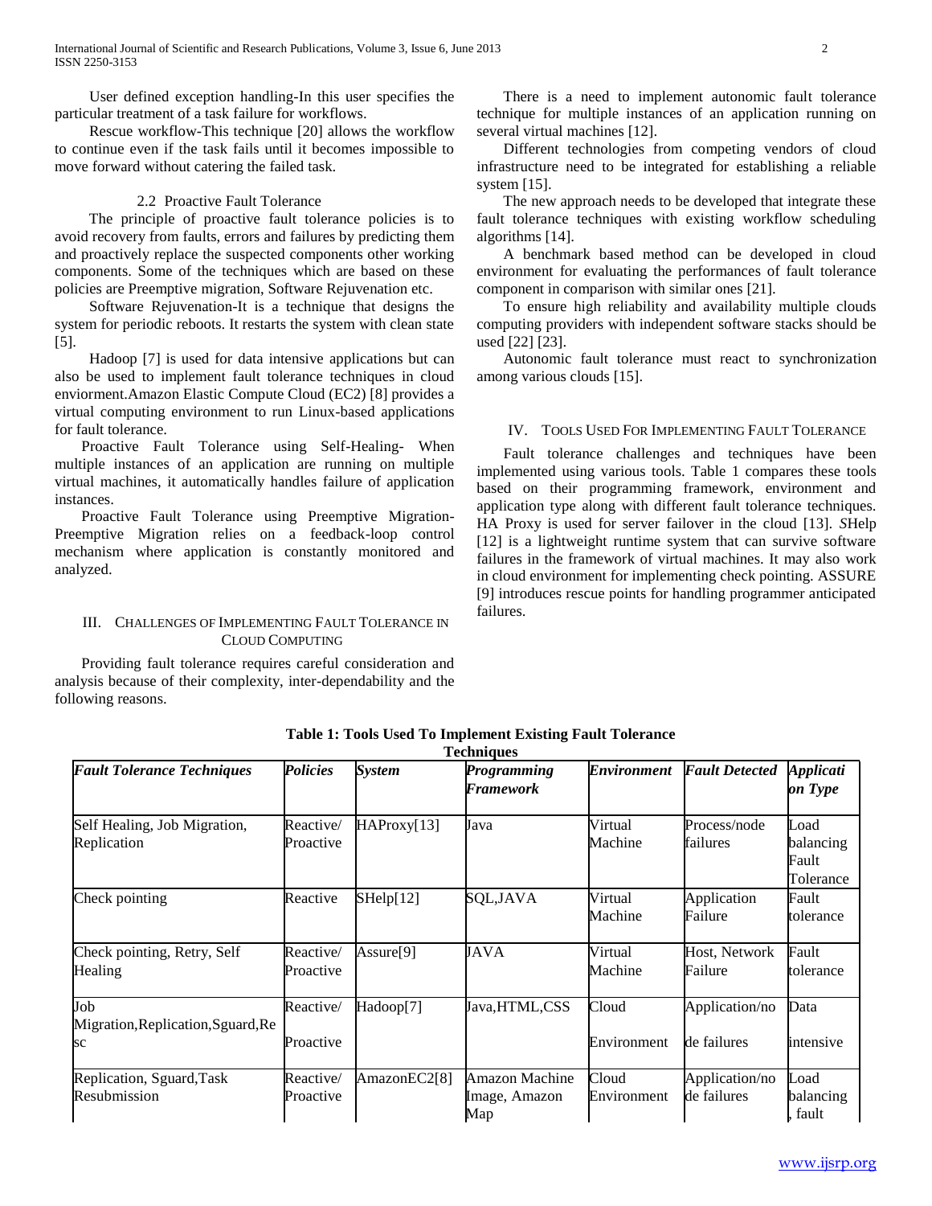User defined exception handling-In this user specifies the particular treatment of a task failure for workflows.

Rescue workflow-This technique [20] allows the workflow to continue even if the task fails until it becomes impossible to move forward without catering the failed task.

### 2.2 Proactive Fault Tolerance

The principle of proactive fault tolerance policies is to avoid recovery from faults, errors and failures by predicting them and proactively replace the suspected components other working components. Some of the techniques which are based on these policies are Preemptive migration, Software Rejuvenation etc.

Software Rejuvenation-It is a technique that designs the system for periodic reboots. It restarts the system with clean state [5].

Hadoop [7] is used for data intensive applications but can also be used to implement fault tolerance techniques in cloud enviorment.Amazon Elastic Compute Cloud (EC2) [8] provides a virtual computing environment to run Linux-based applications for fault tolerance.

Proactive Fault Tolerance using Self-Healing- When multiple instances of an application are running on multiple virtual machines, it automatically handles failure of application instances.

Proactive Fault Tolerance using Preemptive Migration-Preemptive Migration relies on a feedback-loop control mechanism where application is constantly monitored and analyzed.

## III. Challenges of Implementing Fault Tolerance in Cloud Computing

Providing fault tolerance requires careful consideration and analysis because of their complexity, inter-dependability and the following reasons.

There is a need to implement autonomic fault tolerance technique for multiple instances of an application running on several virtual machines [12].

Different technologies from competing vendors of cloud infrastructure need to be integrated for establishing a reliable system [15].

The new approach needs to be developed that integrate these fault tolerance techniques with existing workflow scheduling algorithms [14].

A benchmark based method can be developed in cloud environment for evaluating the performances of fault tolerance component in comparison with similar ones [21].

To ensure high reliability and availability multiple clouds computing providers with independent software stacks should be used [22] [23].

Autonomic fault tolerance must react to synchronization among various clouds [15].

## IV. Tools Used For Implementing Fault Tolerance

Fault tolerance challenges and techniques have been implemented using various tools. Table 1 compares these tools based on their programming framework, environment and application type along with different fault tolerance techniques. HA Proxy is used for server failover in the cloud [13]. *S*Help [12] is a lightweight runtime system that can survive software failures in the framework of virtual machines. It may also work in cloud environment for implementing check pointing. ASSURE [9] introduces rescue points for handling programmer anticipated failures.

**Table 1: Tools Used To Implement Existing Fault Tolerance Techniques**

| *Fault Tolerance Techniques* | *Policies* | *System* | *Programming Framework* | *Environment* | *Fault Detected* | *Application Type* |
|---|---|---|---|---|---|---|
| Self Healing, Job Migration, Replication | Reactive/ Proactive | HAProxy[13] | Java | Virtual Machine | Process/node failures | Load balancing Fault Tolerance |
| Check pointing | Reactive | SHelp[12] | SQL,JAVA | Virtual Machine | Application Failure | Fault tolerance |
| Check pointing, Retry, Self Healing | Reactive/ Proactive | Assure[9] | JAVA | Virtual Machine | Host, Network Failure | Fault tolerance |
| Job Migration,Replication,Sguard,Resc | Reactive/ Proactive | Hadoop[7] | Java,HTML,CSS | Cloud Environment | Application/node failures | Data intensive |
| Replication, Sguard,Task Resubmission | Reactive/ Proactive | AmazonEC2[8] | Amazon Machine Image, Amazon Map | Cloud Environment | Application/node failures | Load balancing , fault |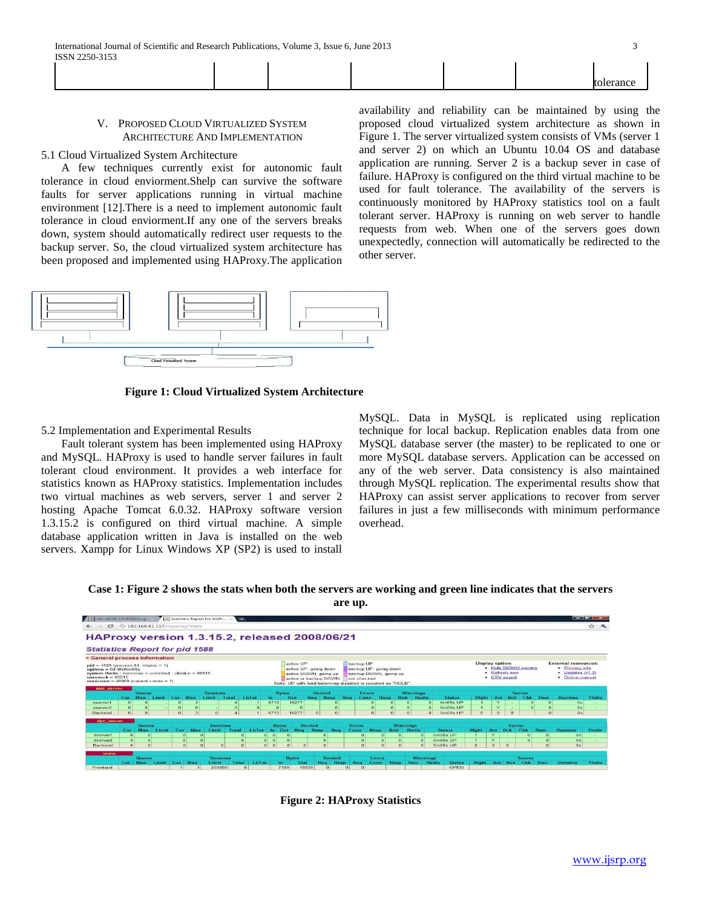| | | | | | | tolerance |
|---|---|---|---|---|---|---|

## V. Proposed Cloud Virtualized System Architecture And Implementation

### 5.1 Cloud Virtualized System Architecture

A few techniques currently exist for autonomic fault tolerance in cloud enviorment.Shelp can survive the software faults for server applications running in virtual machine environment [12].There is a need to implement autonomic fault tolerance in cloud enviorment.If any one of the servers breaks down, system should automatically redirect user requests to the backup server. So, the cloud virtualized system architecture has been proposed and implemented using HAProxy.The application availability and reliability can be maintained by using the proposed cloud virtualized system architecture as shown in Figure 1. The server virtualized system consists of VMs (server 1 and server 2) on which an Ubuntu 10.04 OS and database application are running. Server 2 is a backup sever in case of failure. HAProxy is configured on the third virtual machine to be used for fault tolerance. The availability of the servers is continuously monitored by HAProxy statistics tool on a fault tolerant server. HAProxy is running on web server to handle requests from web. When one of the servers goes down unexpectedly, connection will automatically be redirected to the other server.

Cloud Virtualized System

**Figure 1: Cloud Virtualized System Architecture**

### 5.2 Implementation and Experimental Results

Fault tolerant system has been implemented using HAProxy and MySQL. HAProxy is used to handle server failures in fault tolerant cloud environment. It provides a web interface for statistics known as HAProxy statistics. Implementation includes two virtual machines as web servers, server 1 and server 2 hosting Apache Tomcat 6.0.32. HAProxy software version 1.3.15.2 is configured on third virtual machine. A simple database application written in Java is installed on the web servers. Xampp for Linux Windows XP (SP2) is used to install MySQL. Data in MySQL is replicated using replication technique for local backup. Replication enables data from one MySQL database server (the master) to be replicated to one or more MySQL database servers. Application can be accessed on any of the web server. Data consistency is also maintained through MySQL replication. The experimental results show that HAProxy can assist server applications to recover from server failures in just a few milliseconds with minimum performance overhead.

**Case 1: Figure 2 shows the stats when both the servers are working and green line indicates that the servers are up.**

**Figure 2: HAProxy Statistics**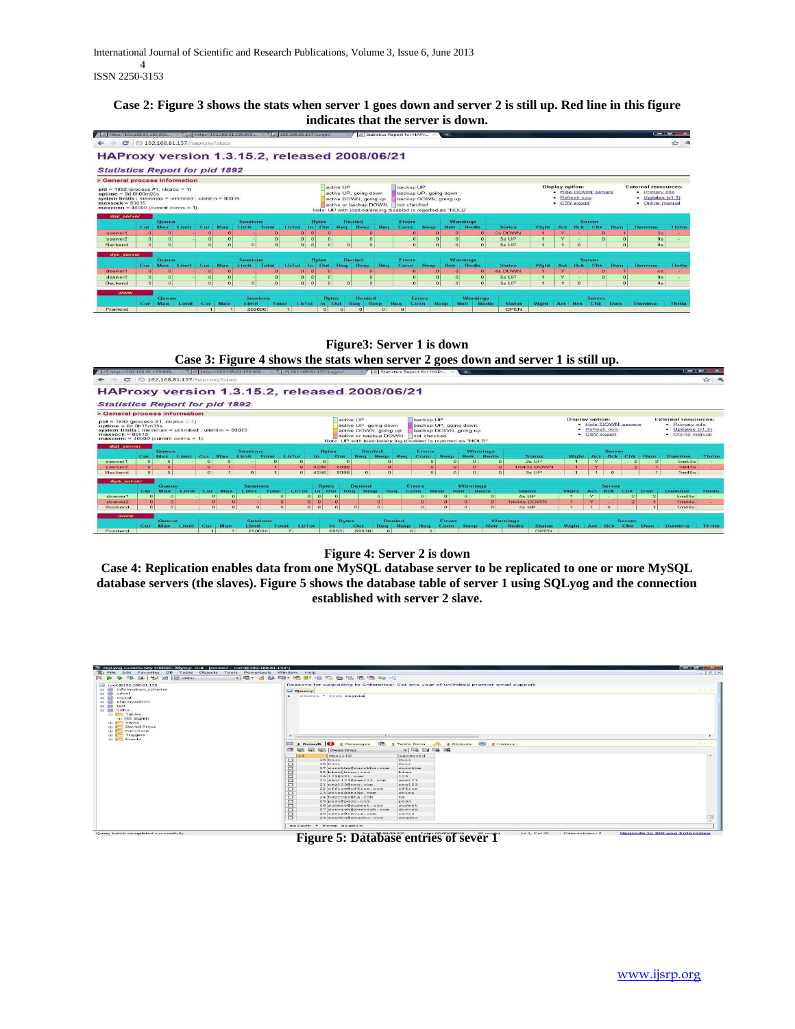**Case 2: Figure 3 shows the stats when server 1 goes down and server 2 is still up. Red line in this figure indicates that the server is down.**

**Figure3: Server 1 is down**

**Case 3: Figure 4 shows the stats when server 2 goes down and server 1 is still up.**

**Figure 4: Server 2 is down**

**Case 4: Replication enables data from one MySQL database server to be replicated to one or more MySQL database servers (the slaves). Figure 5 shows the database table of server 1 using SQLyog and the connection established with server 2 slave.**

**Figure 5: Database entries of sever 1**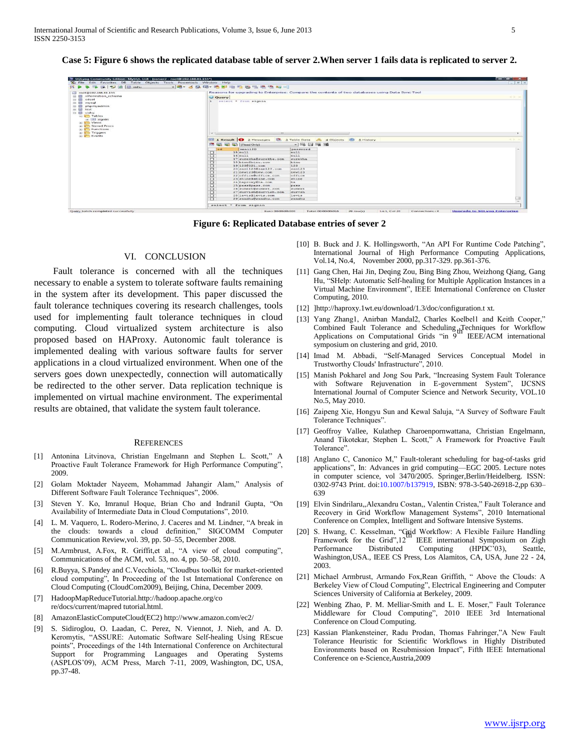**Case 5: Figure 6 shows the replicated database table of server 2.When server 1 fails data is replicated to server 2.**

**Figure 6: Replicated Database entries of sever 2**

## VI. CONCLUSION

Fault tolerance is concerned with all the techniques necessary to enable a system to tolerate software faults remaining in the system after its development. This paper discussed the fault tolerance techniques covering its research challenges, tools used for implementing fault tolerance techniques in cloud computing. Cloud virtualized system architecture is also proposed based on HAProxy. Autonomic fault tolerance is implemented dealing with various software faults for server applications in a cloud virtualized environment. When one of the servers goes down unexpectedly, connection will automatically be redirected to the other server. Data replication technique is implemented on virtual machine environment. The experimental results are obtained, that validate the system fault tolerance.

## REFERENCES

[1] Antonina Litvinova, Christian Engelmann and Stephen L. Scott," A Proactive Fault Tolerance Framework for High Performance Computing", 2009.

[2] Golam Moktader Nayeem, Mohammad Jahangir Alam," Analysis of Different Software Fault Tolerance Techniques", 2006.

[3] Steven Y. Ko, Imranul Hoque, Brian Cho and Indranil Gupta, "On Availability of Intermediate Data in Cloud Computations", 2010.

[4] L. M. Vaquero, L. Rodero-Merino, J. Caceres and M. Lindner, "A break in the clouds: towards a cloud definition," SIGCOMM Computer Communication Review,vol. 39, pp. 50–55, December 2008.

[5] M.Armbrust, A.Fox, R. Griffit,et al., "A view of cloud computing", Communications of the ACM, vol. 53, no. 4, pp. 50–58, 2010.

[6] R.Buyya, S.Pandey and C.Vecchiola, "Cloudbus toolkit for market-oriented cloud computing", In Proceeding of the 1st International Conference on Cloud Computing (CloudCom2009), Beijing, China, December 2009.

[7] HadoopMapReduceTutorial.http://hadoop.apache.org/co re/docs/current/mapred tutorial.html.

[8] AmazonElasticComputeCloud(EC2) http://www.amazon.com/ec2/

[9] S. Sidiroglou, O. Laadan, C. Perez, N. Viennot, J. Nieh, and A. D. Keromytis, "ASSURE: Automatic Software Self-healing Using REscue points", Proceedings of the 14th International Conference on Architectural Support for Programming Languages and Operating Systems (ASPLOS'09), ACM Press, March 7-11, 2009, Washington, DC, USA, pp.37-48.

[10] B. Buck and J. K. Hollingsworth, "An API For Runtime Code Patching", International Journal of High Performance Computing Applications, Vol.14, No.4, November 2000, pp.317-329. pp.361-376.

[11] Gang Chen, Hai Jin, Deqing Zou, Bing Bing Zhou, Weizhong Qiang, Gang Hu, "SHelp: Automatic Self-healing for Multiple Application Instances in a Virtual Machine Environment", IEEE International Conference on Cluster Computing, 2010.

[12] ]http://haproxy.1wt.eu/download/1.3/doc/configuration.t xt.

[13] Yang Zhang1, Anirban Mandal2, Charles Koelbel1 and Keith Cooper," Combined Fault Tolerance and Scheduling Techniques for Workflow Applications on Computational Grids "in 9th IEEE/ACM international symposium on clustering and grid, 2010.

[14] Imad M. Abbadi, "Self-Managed Services Conceptual Model in Trustworthy Clouds' Infrastructure", 2010.

[15] Manish Pokharel and Jong Sou Park, "Increasing System Fault Tolerance with Software Rejuvenation in E-government System", IJCSNS International Journal of Computer Science and Network Security, VOL.10 No.5, May 2010.

[16] Zaipeng Xie, Hongyu Sun and Kewal Saluja, "A Survey of Software Fault Tolerance Techniques".

[17] Geoffroy Vallee, Kulathep Charoenpornwattana, Christian Engelmann, Anand Tikotekar, Stephen L. Scott," A Framework for Proactive Fault Tolerance".

[18] Anglano C, Canonico M," Fault-tolerant scheduling for bag-of-tasks grid applications", In: Advances in grid computing—EGC 2005. Lecture notes in computer science, vol 3470/2005. Springer,Berlin/Heidelberg. ISSN: 0302-9743 Print. doi:10.1007/b137919, ISBN: 978-3-540-26918-2,pp 630–639

[19] Elvin Sindrilaru,,Alexandru Costan,, Valentin Cristea," Fault Tolerance and Recovery in Grid Workflow Management Systems", 2010 International Conference on Complex, Intelligent and Software Intensive Systems.

[20] S. Hwang, C. Kesselman, "Grid Workflow: A Flexible Failure Handling Framework for the Grid",12th IEEE international Symposium on Zigh Performance Distributed Computing (HPDC'03), Seattle, Washington,USA., IEEE CS Press, Los Alamitos, CA, USA, June 22 - 24, 2003.

[21] Michael Armbrust, Armando Fox,Rean Griffith, " Above the Clouds: A Berkeley View of Cloud Computing", Electrical Engineering and Computer Sciences University of California at Berkeley, 2009.

[22] Wenbing Zhao, P. M. Melliar-Smith and L. E. Moser," Fault Tolerance Middleware for Cloud Computing", 2010 IEEE 3rd International Conference on Cloud Computing.

[23] Kassian Plankensteiner, Radu Prodan, Thomas Fahringer,"A New Fault Tolerance Heuristic for Scientific Workflows in Highly Distributed Environments based on Resubmission Impact", Fifth IEEE International Conference on e-Science,Austria,2009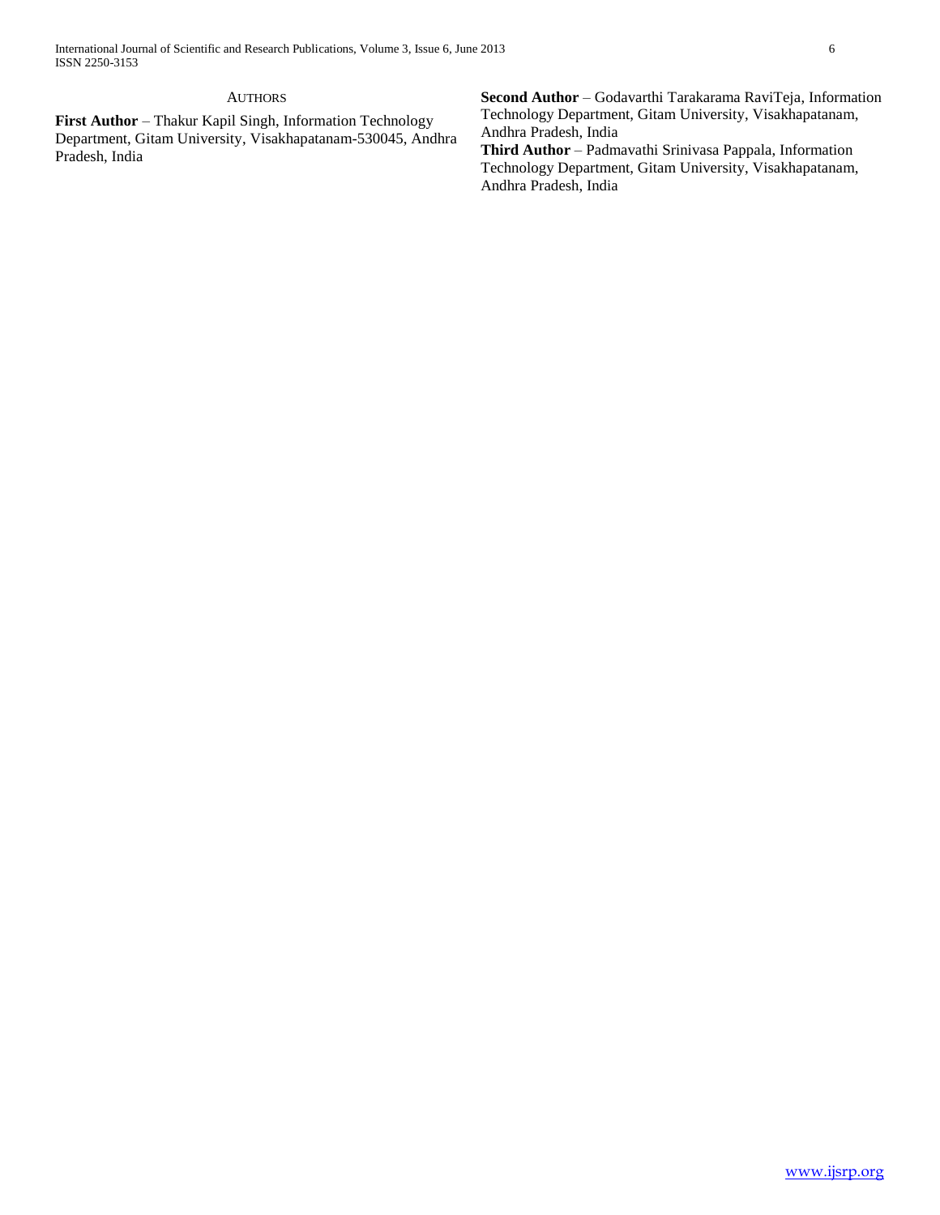## AUTHORS

**First Author** – Thakur Kapil Singh, Information Technology Department, Gitam University, Visakhapatanam-530045, Andhra Pradesh, India

**Second Author** – Godavarthi Tarakarama RaviTeja, Information Technology Department, Gitam University, Visakhapatanam, Andhra Pradesh, India

**Third Author** – Padmavathi Srinivasa Pappala, Information Technology Department, Gitam University, Visakhapatanam, Andhra Pradesh, India